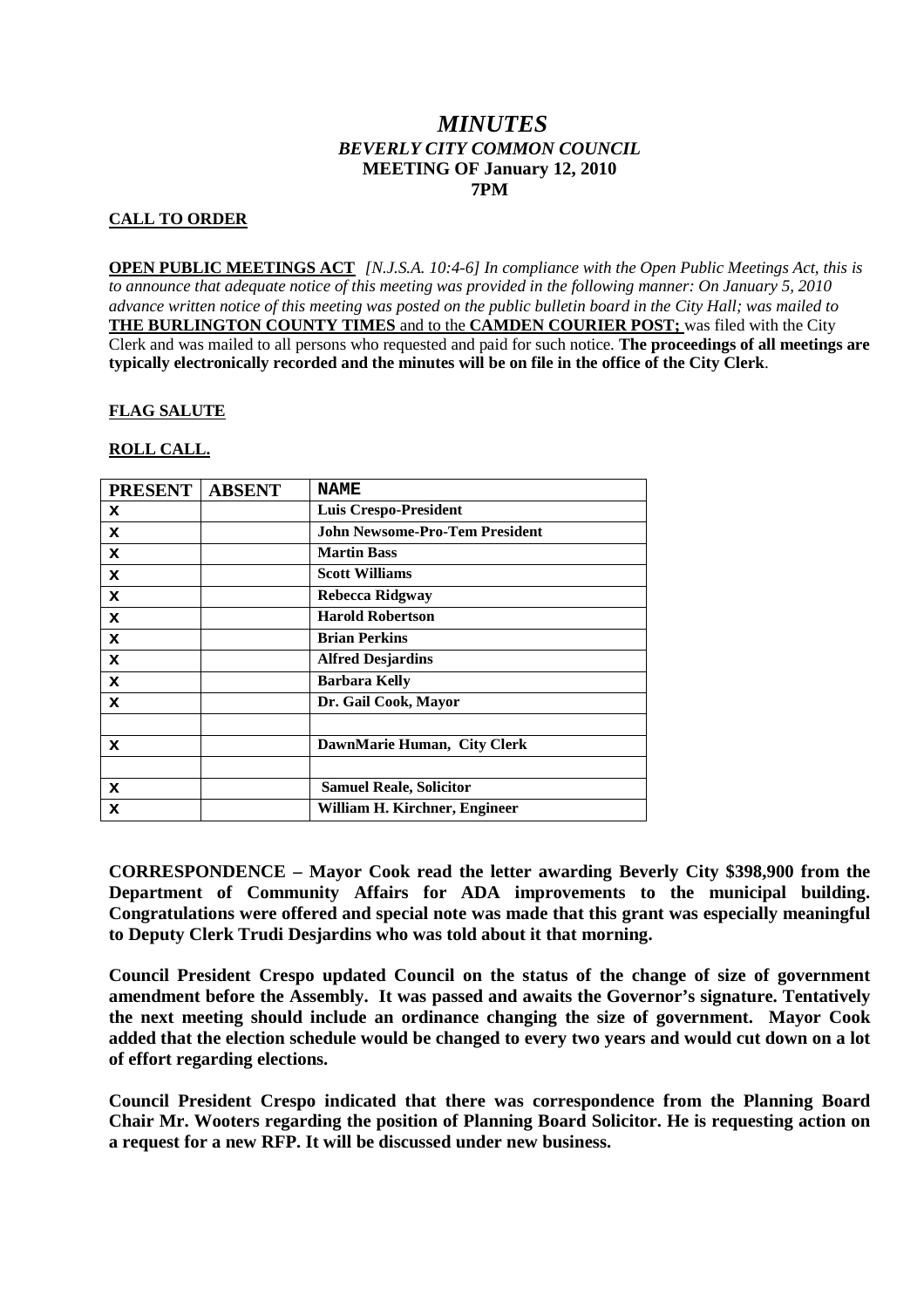# *MINUTES*
## *BEVERLY CITY COMMON COUNCIL*
### MEETING OF January 12, 2010
### 7PM

**CALL TO ORDER**

**OPEN PUBLIC MEETINGS ACT** *[N.J.S.A. 10:4-6] In compliance with the Open Public Meetings Act, this is to announce that adequate notice of this meeting was provided in the following manner: On January 5, 2010 advance written notice of this meeting was posted on the public bulletin board in the City Hall; was mailed to* **THE BURLINGTON COUNTY TIMES** and to the **CAMDEN COURIER POST;** was filed with the City Clerk and was mailed to all persons who requested and paid for such notice. **The proceedings of all meetings are typically electronically recorded and the minutes will be on file in the office of the City Clerk**.

**FLAG SALUTE**

**ROLL CALL.**

| PRESENT | ABSENT | NAME |
|---|---|---|
| X | | Luis Crespo-President |
| X | | John Newsome-Pro-Tem President |
| X | | Martin Bass |
| X | | Scott Williams |
| X | | Rebecca Ridgway |
| X | | Harold Robertson |
| X | | Brian Perkins |
| X | | Alfred Desjardins |
| X | | Barbara Kelly |
| X | | Dr. Gail Cook, Mayor |
| | | |
| X | | DawnMarie Human, City Clerk |
| | | |
| X | | Samuel Reale, Solicitor |
| X | | William H. Kirchner, Engineer |

**CORRESPONDENCE – Mayor Cook read the letter awarding Beverly City $398,900 from the Department of Community Affairs for ADA improvements to the municipal building. Congratulations were offered and special note was made that this grant was especially meaningful to Deputy Clerk Trudi Desjardins who was told about it that morning.**

**Council President Crespo updated Council on the status of the change of size of government amendment before the Assembly. It was passed and awaits the Governor's signature. Tentatively the next meeting should include an ordinance changing the size of government. Mayor Cook added that the election schedule would be changed to every two years and would cut down on a lot of effort regarding elections.**

**Council President Crespo indicated that there was correspondence from the Planning Board Chair Mr. Wooters regarding the position of Planning Board Solicitor. He is requesting action on a request for a new RFP. It will be discussed under new business.**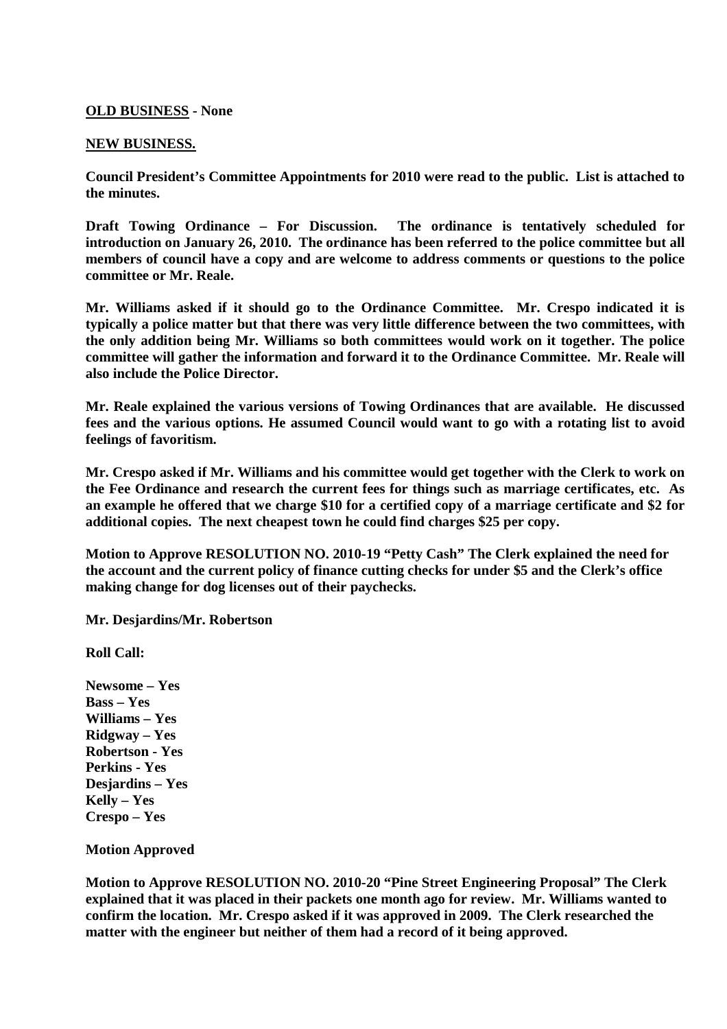**OLD BUSINESS - None**

**NEW BUSINESS.**

**Council President's Committee Appointments for 2010 were read to the public. List is attached to the minutes.**

**Draft Towing Ordinance – For Discussion. The ordinance is tentatively scheduled for introduction on January 26, 2010. The ordinance has been referred to the police committee but all members of council have a copy and are welcome to address comments or questions to the police committee or Mr. Reale.**

**Mr. Williams asked if it should go to the Ordinance Committee. Mr. Crespo indicated it is typically a police matter but that there was very little difference between the two committees, with the only addition being Mr. Williams so both committees would work on it together. The police committee will gather the information and forward it to the Ordinance Committee. Mr. Reale will also include the Police Director.**

**Mr. Reale explained the various versions of Towing Ordinances that are available. He discussed fees and the various options. He assumed Council would want to go with a rotating list to avoid feelings of favoritism.**

**Mr. Crespo asked if Mr. Williams and his committee would get together with the Clerk to work on the Fee Ordinance and research the current fees for things such as marriage certificates, etc. As an example he offered that we charge $10 for a certified copy of a marriage certificate and $2 for additional copies. The next cheapest town he could find charges $25 per copy.**

**Motion to Approve RESOLUTION NO. 2010-19 "Petty Cash" The Clerk explained the need for the account and the current policy of finance cutting checks for under $5 and the Clerk's office making change for dog licenses out of their paychecks.**

**Mr. Desjardins/Mr. Robertson**

**Roll Call:**

**Newsome – Yes**
**Bass – Yes**
**Williams – Yes**
**Ridgway – Yes**
**Robertson - Yes**
**Perkins - Yes**
**Desjardins – Yes**
**Kelly – Yes**
**Crespo – Yes**

**Motion Approved**

**Motion to Approve RESOLUTION NO. 2010-20 "Pine Street Engineering Proposal" The Clerk explained that it was placed in their packets one month ago for review. Mr. Williams wanted to confirm the location. Mr. Crespo asked if it was approved in 2009. The Clerk researched the matter with the engineer but neither of them had a record of it being approved.**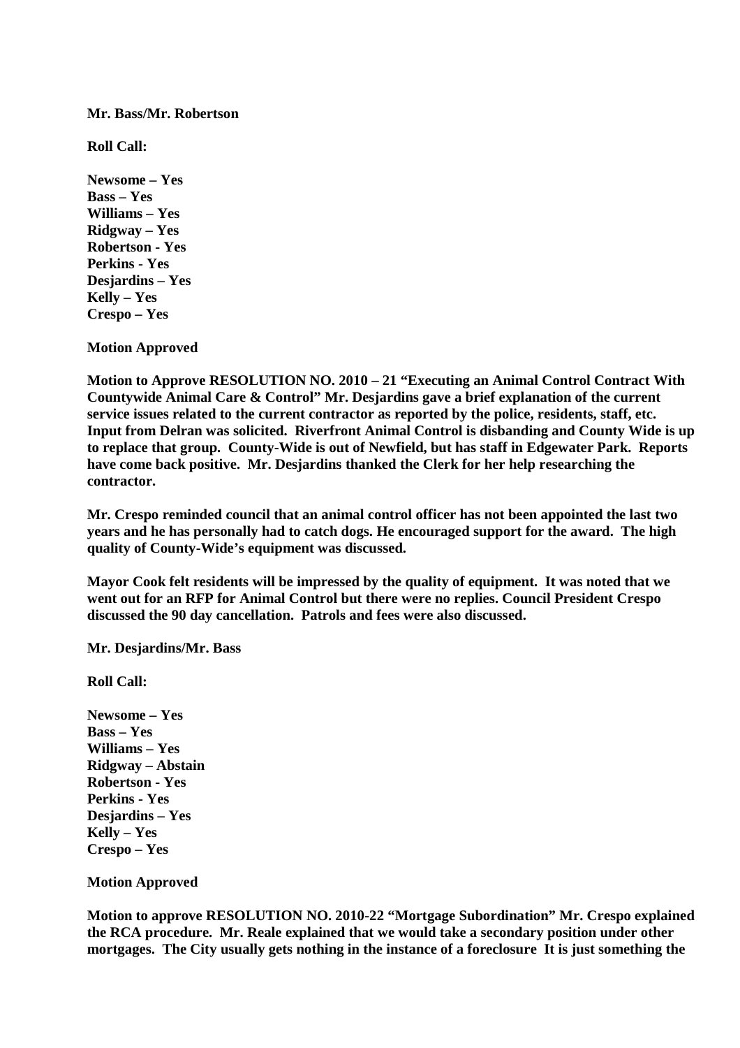**Mr. Bass/Mr. Robertson**

**Roll Call:**

**Newsome – Yes**
**Bass – Yes**
**Williams – Yes**
**Ridgway – Yes**
**Robertson - Yes**
**Perkins - Yes**
**Desjardins – Yes**
**Kelly – Yes**
**Crespo – Yes**

**Motion Approved**

**Motion to Approve RESOLUTION NO. 2010 – 21 "Executing an Animal Control Contract With Countywide Animal Care & Control" Mr. Desjardins gave a brief explanation of the current service issues related to the current contractor as reported by the police, residents, staff, etc. Input from Delran was solicited. Riverfront Animal Control is disbanding and County Wide is up to replace that group. County-Wide is out of Newfield, but has staff in Edgewater Park. Reports have come back positive. Mr. Desjardins thanked the Clerk for her help researching the contractor.**

**Mr. Crespo reminded council that an animal control officer has not been appointed the last two years and he has personally had to catch dogs. He encouraged support for the award. The high quality of County-Wide's equipment was discussed.**

**Mayor Cook felt residents will be impressed by the quality of equipment. It was noted that we went out for an RFP for Animal Control but there were no replies. Council President Crespo discussed the 90 day cancellation. Patrols and fees were also discussed.**

**Mr. Desjardins/Mr. Bass**

**Roll Call:**

**Newsome – Yes**
**Bass – Yes**
**Williams – Yes**
**Ridgway – Abstain**
**Robertson - Yes**
**Perkins - Yes**
**Desjardins – Yes**
**Kelly – Yes**
**Crespo – Yes**

**Motion Approved**

**Motion to approve RESOLUTION NO. 2010-22 "Mortgage Subordination" Mr. Crespo explained the RCA procedure. Mr. Reale explained that we would take a secondary position under other mortgages. The City usually gets nothing in the instance of a foreclosure It is just something the**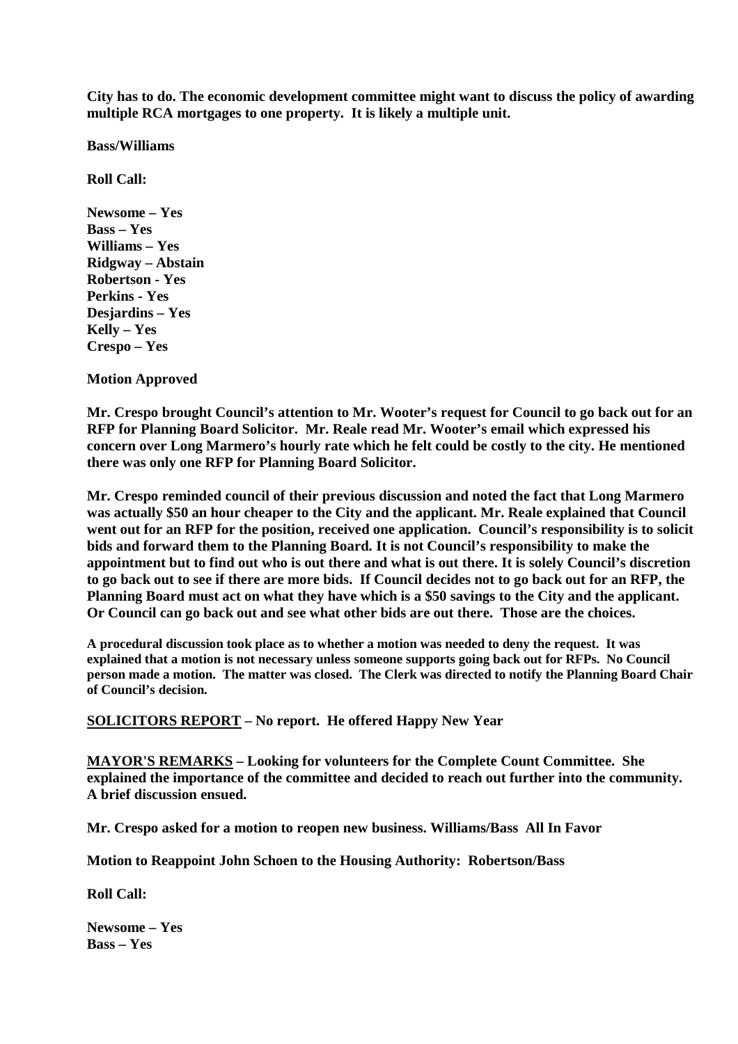**City has to do. The economic development committee might want to discuss the policy of awarding multiple RCA mortgages to one property. It is likely a multiple unit.**

**Bass/Williams**

**Roll Call:**

**Newsome – Yes**
**Bass – Yes**
**Williams – Yes**
**Ridgway – Abstain**
**Robertson - Yes**
**Perkins - Yes**
**Desjardins – Yes**
**Kelly – Yes**
**Crespo – Yes**

**Motion Approved**

**Mr. Crespo brought Council's attention to Mr. Wooter's request for Council to go back out for an RFP for Planning Board Solicitor. Mr. Reale read Mr. Wooter's email which expressed his concern over Long Marmero's hourly rate which he felt could be costly to the city. He mentioned there was only one RFP for Planning Board Solicitor.**

**Mr. Crespo reminded council of their previous discussion and noted the fact that Long Marmero was actually $50 an hour cheaper to the City and the applicant. Mr. Reale explained that Council went out for an RFP for the position, received one application. Council's responsibility is to solicit bids and forward them to the Planning Board. It is not Council's responsibility to make the appointment but to find out who is out there and what is out there. It is solely Council's discretion to go back out to see if there are more bids. If Council decides not to go back out for an RFP, the Planning Board must act on what they have which is a $50 savings to the City and the applicant. Or Council can go back out and see what other bids are out there. Those are the choices.**

**A procedural discussion took place as to whether a motion was needed to deny the request. It was explained that a motion is not necessary unless someone supports going back out for RFPs. No Council person made a motion. The matter was closed. The Clerk was directed to notify the Planning Board Chair of Council's decision.**

**<u>SOLICITORS REPORT</u> – No report. He offered Happy New Year**

**<u>MAYOR'S REMARKS</u> – Looking for volunteers for the Complete Count Committee. She explained the importance of the committee and decided to reach out further into the community. A brief discussion ensued.**

**Mr. Crespo asked for a motion to reopen new business. Williams/Bass All In Favor**

**Motion to Reappoint John Schoen to the Housing Authority: Robertson/Bass**

**Roll Call:**

**Newsome – Yes**
**Bass – Yes**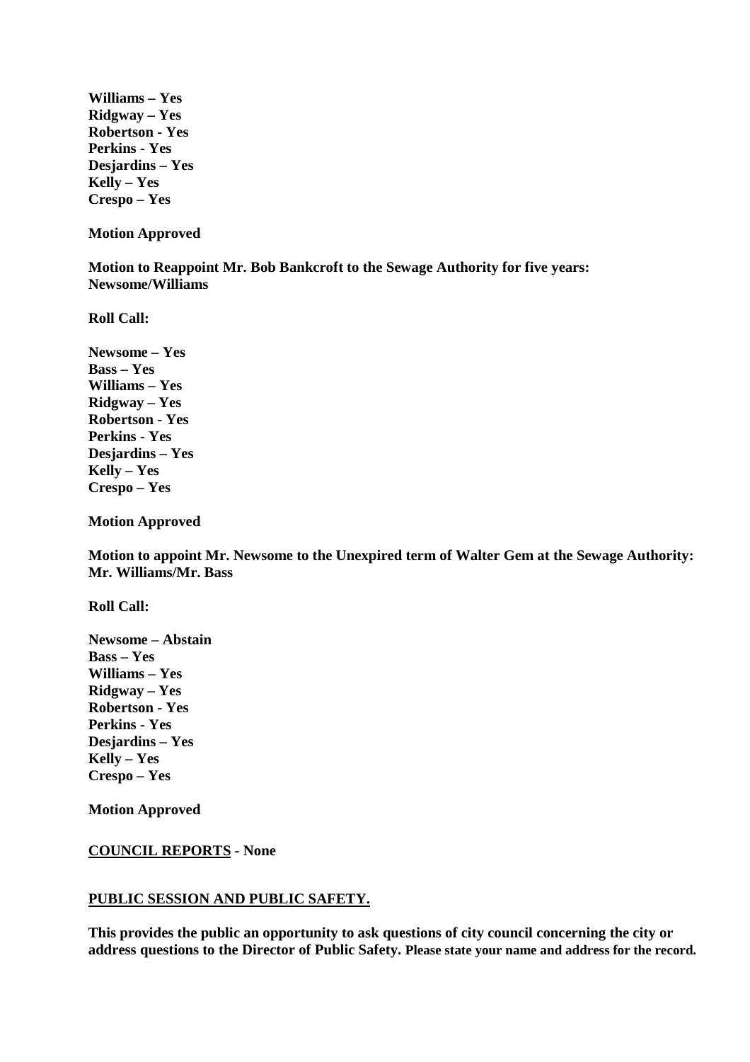**Williams – Yes**
**Ridgway – Yes**
**Robertson - Yes**
**Perkins - Yes**
**Desjardins – Yes**
**Kelly – Yes**
**Crespo – Yes**

**Motion Approved**

**Motion to Reappoint Mr. Bob Bankcroft to the Sewage Authority for five years: Newsome/Williams**

**Roll Call:**

**Newsome – Yes**
**Bass – Yes**
**Williams – Yes**
**Ridgway – Yes**
**Robertson - Yes**
**Perkins - Yes**
**Desjardins – Yes**
**Kelly – Yes**
**Crespo – Yes**

**Motion Approved**

**Motion to appoint Mr. Newsome to the Unexpired term of Walter Gem at the Sewage Authority: Mr. Williams/Mr. Bass**

**Roll Call:**

**Newsome – Abstain**
**Bass – Yes**
**Williams – Yes**
**Ridgway – Yes**
**Robertson - Yes**
**Perkins - Yes**
**Desjardins – Yes**
**Kelly – Yes**
**Crespo – Yes**

**Motion Approved**

**COUNCIL REPORTS - None**

**PUBLIC SESSION AND PUBLIC SAFETY.**

**This provides the public an opportunity to ask questions of city council concerning the city or address questions to the Director of Public Safety. Please state your name and address for the record.**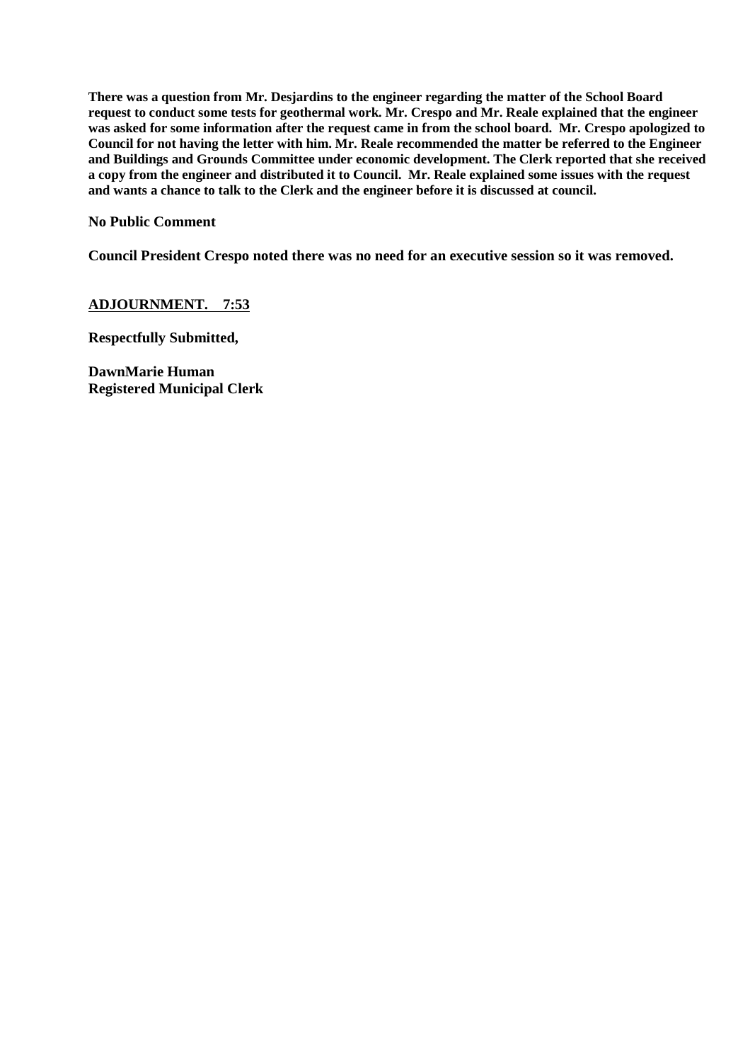**There was a question from Mr. Desjardins to the engineer regarding the matter of the School Board request to conduct some tests for geothermal work. Mr. Crespo and Mr. Reale explained that the engineer was asked for some information after the request came in from the school board. Mr. Crespo apologized to Council for not having the letter with him. Mr. Reale recommended the matter be referred to the Engineer and Buildings and Grounds Committee under economic development. The Clerk reported that she received a copy from the engineer and distributed it to Council. Mr. Reale explained some issues with the request and wants a chance to talk to the Clerk and the engineer before it is discussed at council.**

**No Public Comment**

**Council President Crespo noted there was no need for an executive session so it was removed.**

**<u>ADJOURNMENT. 7:53</u>**

**Respectfully Submitted,**

**DawnMarie Human**
**Registered Municipal Clerk**